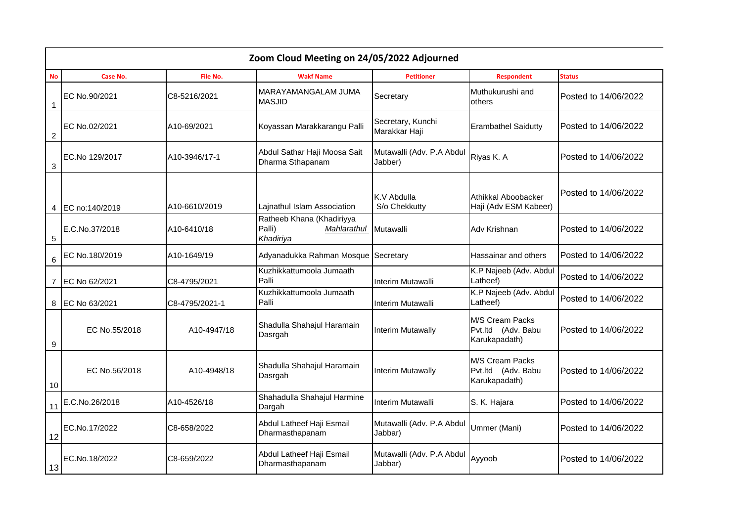## Zoom Cloud Meeting on 24/05/2022 Adjourned

| No | Case No. | File No. | Wakf Name | Petitioner | Respondent | Status |
|---|---|---|---|---|---|---|
| 1 | EC No.90/2021 | C8-5216/2021 | MARAYAMANGALAM JUMA MASJID | Secretary | Muthukurushi and others | Posted to 14/06/2022 |
| 2 | EC No.02/2021 | A10-69/2021 | Koyassan Marakkarangu Palli | Secretary, Kunchi Marakkar Haji | Erambathel Saidutty | Posted to 14/06/2022 |
| 3 | EC.No 129/2017 | A10-3946/17-1 | Abdul Sathar Haji Moosa Sait Dharma Sthapanam | Mutawalli (Adv. P.A Abdul Jabber) | Riyas K. A | Posted to 14/06/2022 |
| 4 | EC no:140/2019 | A10-6610/2019 | Lajnathul Islam Association | K.V Abdulla S/o Chekkutty | Athikkal Aboobacker Haji (Adv ESM Kabeer) | Posted to 14/06/2022 |
| 5 | E.C.No.37/2018 | A10-6410/18 | Ratheeb Khana (Khadiriyya Palli) *Mahlarathul Khadiriya* | Mutawalli | Adv Krishnan | Posted to 14/06/2022 |
| 6 | EC No.180/2019 | A10-1649/19 | Adyanadukka Rahman Mosque | Secretary | Hassainar and others | Posted to 14/06/2022 |
| 7 | EC No 62/2021 | C8-4795/2021 | Kuzhikkattumoola Jumaath Palli | Interim Mutawalli | K.P Najeeb (Adv. Abdul Latheef) | Posted to 14/06/2022 |
| 8 | EC No 63/2021 | C8-4795/2021-1 | Kuzhikkattumoola Jumaath Palli | Interim Mutawalli | K.P Najeeb (Adv. Abdul Latheef) | Posted to 14/06/2022 |
| 9 | EC No.55/2018 | A10-4947/18 | Shadulla Shahajul Haramain Dasrgah | Interim Mutawally | M/S Cream Packs Pvt.ltd (Adv. Babu Karukapadath) | Posted to 14/06/2022 |
| 10 | EC No.56/2018 | A10-4948/18 | Shadulla Shahajul Haramain Dasrgah | Interim Mutawally | M/S Cream Packs Pvt.ltd (Adv. Babu Karukapadath) | Posted to 14/06/2022 |
| 11 | E.C.No.26/2018 | A10-4526/18 | Shahadulla Shahajul Harmine Dargah | Interim Mutawalli | S. K. Hajara | Posted to 14/06/2022 |
| 12 | EC.No.17/2022 | C8-658/2022 | Abdul Latheef Haji Esmail Dharmasthapanam | Mutawalli (Adv. P.A Abdul Jabbar) | Ummer (Mani) | Posted to 14/06/2022 |
| 13 | EC.No.18/2022 | C8-659/2022 | Abdul Latheef Haji Esmail Dharmasthapanam | Mutawalli (Adv. P.A Abdul Jabbar) | Ayyoob | Posted to 14/06/2022 |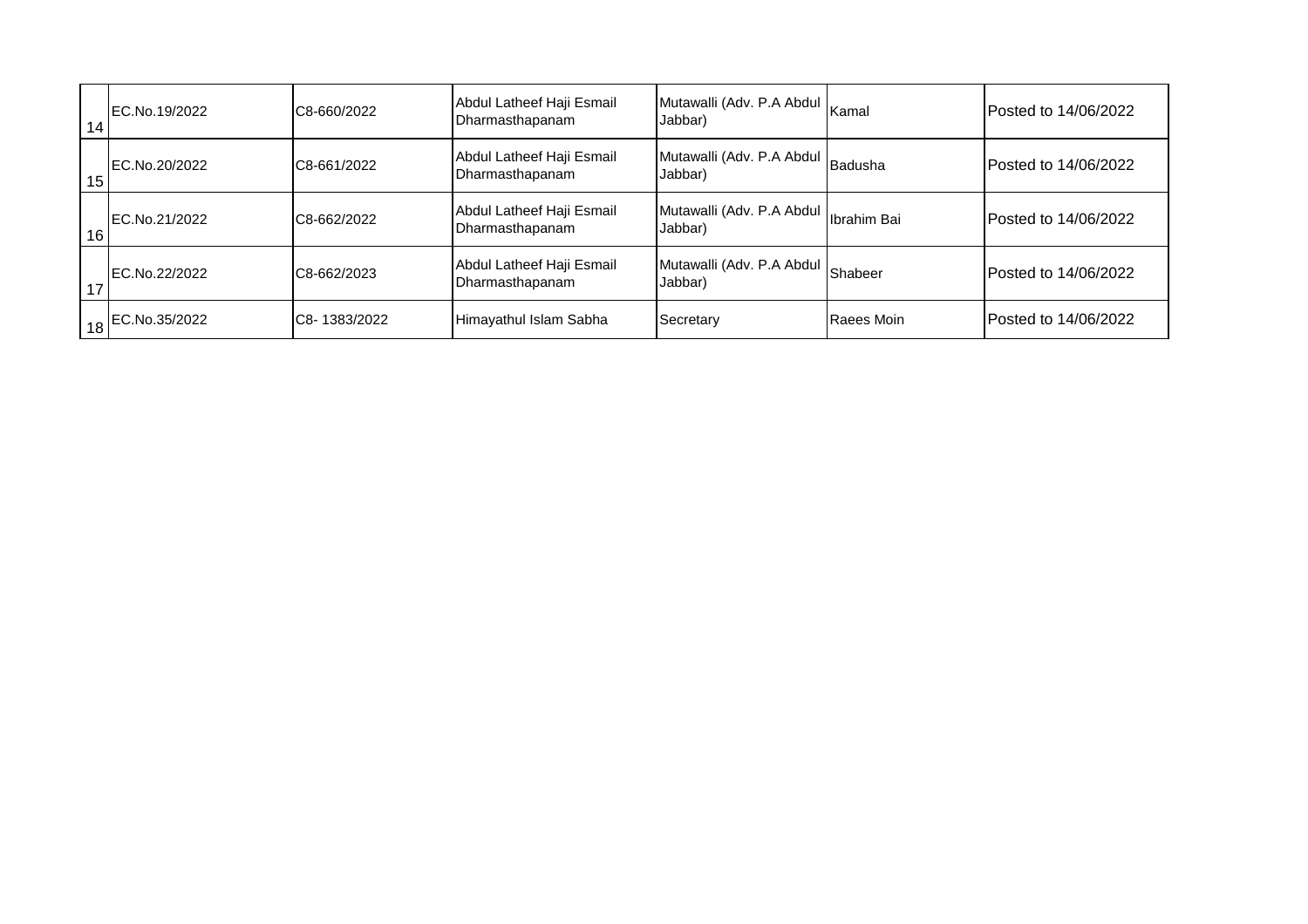| | | | | | | |
|---|---|---|---|---|---|---|
| 14 | EC.No.19/2022 | C8-660/2022 | Abdul Latheef Haji Esmail Dharmasthapanam | Mutawalli (Adv. P.A Abdul Jabbar) | Kamal | Posted to 14/06/2022 |
| 15 | EC.No.20/2022 | C8-661/2022 | Abdul Latheef Haji Esmail Dharmasthapanam | Mutawalli (Adv. P.A Abdul Jabbar) | Badusha | Posted to 14/06/2022 |
| 16 | EC.No.21/2022 | C8-662/2022 | Abdul Latheef Haji Esmail Dharmasthapanam | Mutawalli (Adv. P.A Abdul Jabbar) | Ibrahim Bai | Posted to 14/06/2022 |
| 17 | EC.No.22/2022 | C8-662/2023 | Abdul Latheef Haji Esmail Dharmasthapanam | Mutawalli (Adv. P.A Abdul Jabbar) | Shabeer | Posted to 14/06/2022 |
| 18 | EC.No.35/2022 | C8- 1383/2022 | Himayathul Islam Sabha | Secretary | Raees Moin | Posted to 14/06/2022 |